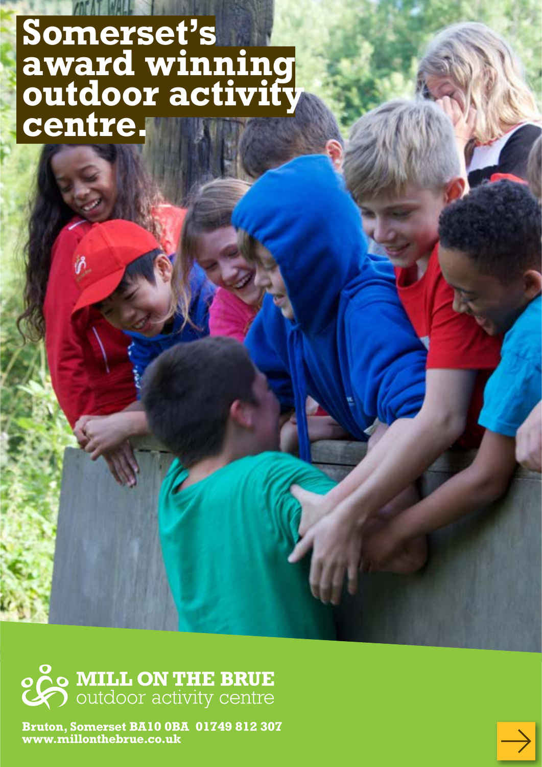# Somerset's award winning outdoor activity centre.

**MILL ON THE BRUE**
outdoor activity centre

**Bruton, Somerset BA10 0BA 01749 812 307**
**www.millonthebrue.co.uk**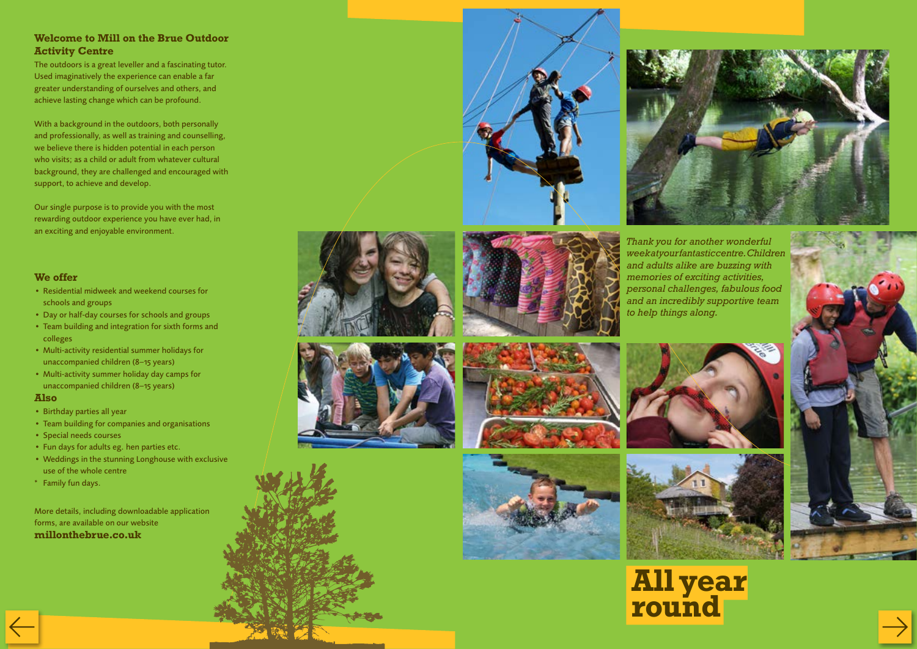## Welcome to Mill on the Brue Outdoor Activity Centre

The outdoors is a great leveller and a fascinating tutor. Used imaginatively the experience can enable a far greater understanding of ourselves and others, and achieve lasting change which can be profound.

With a background in the outdoors, both personally and professionally, as well as training and counselling, we believe there is hidden potential in each person who visits; as a child or adult from whatever cultural background, they are challenged and encouraged with support, to achieve and develop.

Our single purpose is to provide you with the most rewarding outdoor experience you have ever had, in an exciting and enjoyable environment.

## We offer

- Residential midweek and weekend courses for schools and groups
- Day or half-day courses for schools and groups
- Team building and integration for sixth forms and colleges
- Multi-activity residential summer holidays for unaccompanied children (8–15 years)
- Multi-activity summer holiday day camps for unaccompanied children (8–15 years)

## Also

- Birthday parties all year
- Team building for companies and organisations
- Special needs courses
- Fun days for adults eg. hen parties etc.
- Weddings in the stunning Longhouse with exclusive use of the whole centre
- Family fun days.

More details, including downloadable application forms, are available on our website
**millonthebrue.co.uk**

*Thank you for another wonderful week at your fantastic centre. Children and adults alike are buzzing with memories of exciting activities, personal challenges, fabulous food and an incredibly supportive team to help things along.*

# All year round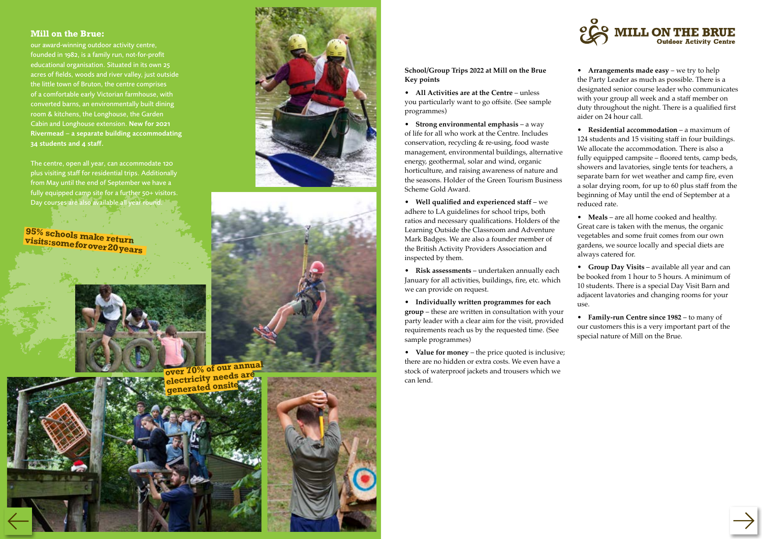## Mill on the Brue:

our award-winning outdoor activity centre, founded in 1982, is a family run, not-for-profit educational organisation. Situated in its own 25 acres of fields, woods and river valley, just outside the little town of Bruton, the centre comprises of a comfortable early Victorian farmhouse, with converted barns, an environmentally built dining room & kitchens, the Longhouse, the Garden Cabin and Longhouse extension. **New for 2021 Rivermead – a separate building accommodating 34 students and 4 staff.**

The centre, open all year, can accommodate 120 plus visiting staff for residential trips. Additionally from May until the end of September we have a fully equipped camp site for a further 50+ visitors. Day courses are also available all year round.

**95% schools make return visits:some for over 20 years**

**over 70% of our annual electricity needs are generated onsite**

**MILL ON THE BRUE**
**Outdoor Activity Centre**

**School/Group Trips 2022 at Mill on the Brue**
**Key points**

- **All Activities are at the Centre** – unless you particularly want to go offsite. (See sample programmes)
- **Strong environmental emphasis** – a way of life for all who work at the Centre. Includes conservation, recycling & re-using, food waste management, environmental buildings, alternative energy, geothermal, solar and wind, organic horticulture, and raising awareness of nature and the seasons. Holder of the Green Tourism Business Scheme Gold Award.
- **Well qualified and experienced staff** – we adhere to LA guidelines for school trips, both ratios and necessary qualifications. Holders of the Learning Outside the Classroom and Adventure Mark Badges. We are also a founder member of the British Activity Providers Association and inspected by them.
- **Risk assessments** – undertaken annually each January for all activities, buildings, fire, etc. which we can provide on request.
- **Individually written programmes for each group** – these are written in consultation with your party leader with a clear aim for the visit, provided requirements reach us by the requested time. (See sample programmes)
- **Value for money** – the price quoted is inclusive; there are no hidden or extra costs. We even have a stock of waterproof jackets and trousers which we can lend.
- **Arrangements made easy** – we try to help the Party Leader as much as possible. There is a designated senior course leader who communicates with your group all week and a staff member on duty throughout the night. There is a qualified first aider on 24 hour call.
- **Residential accommodation** – a maximum of 124 students and 15 visiting staff in four buildings. We allocate the accommodation. There is also a fully equipped campsite – floored tents, camp beds, showers and lavatories, single tents for teachers, a separate barn for wet weather and camp fire, even a solar drying room, for up to 60 plus staff from the beginning of May until the end of September at a reduced rate.
- **Meals** – are all home cooked and healthy. Great care is taken with the menus, the organic vegetables and some fruit comes from our own gardens, we source locally and special diets are always catered for.
- **Group Day Visits** – available all year and can be booked from 1 hour to 5 hours. A minimum of 10 students. There is a special Day Visit Barn and adjacent lavatories and changing rooms for your use.
- **Family-run Centre since 1982** – to many of our customers this is a very important part of the special nature of Mill on the Brue.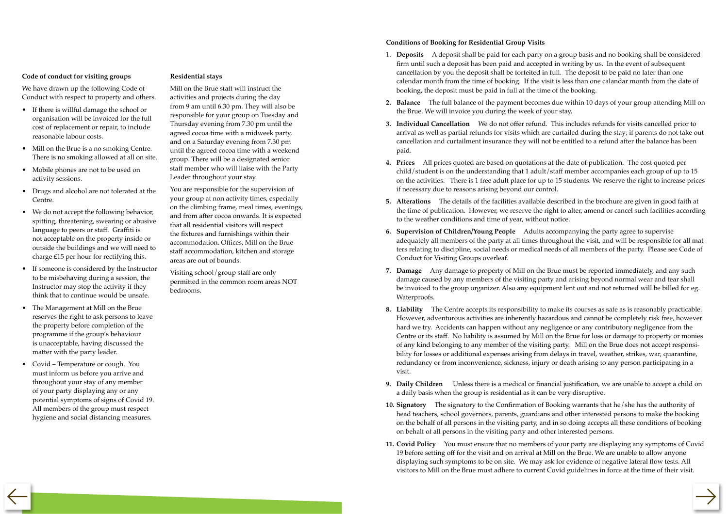### Code of conduct for visiting groups

We have drawn up the following Code of Conduct with respect to property and others.

- If there is willful damage the school or organisation will be invoiced for the full cost of replacement or repair, to include reasonable labour costs.
- Mill on the Brue is a no smoking Centre. There is no smoking allowed at all on site.
- Mobile phones are not to be used on activity sessions.
- Drugs and alcohol are not tolerated at the Centre.
- We do not accept the following behavior, spitting, threatening, swearing or abusive language to peers or staff. Graffiti is not acceptable on the property inside or outside the buildings and we will need to charge £15 per hour for rectifying this.
- If someone is considered by the Instructor to be misbehaving during a session, the Instructor may stop the activity if they think that to continue would be unsafe.
- The Management at Mill on the Brue reserves the right to ask persons to leave the property before completion of the programme if the group's behaviour is unacceptable, having discussed the matter with the party leader.
- Covid – Temperature or cough. You must inform us before you arrive and throughout your stay of any member of your party displaying any or any potential symptoms of signs of Covid 19. All members of the group must respect hygiene and social distancing measures.

### Residential stays

Mill on the Brue staff will instruct the activities and projects during the day from 9 am until 6.30 pm. They will also be responsible for your group on Tuesday and Thursday evening from 7.30 pm until the agreed cocoa time with a midweek party, and on a Saturday evening from 7.30 pm until the agreed cocoa time with a weekend group. There will be a designated senior staff member who will liaise with the Party Leader throughout your stay.

You are responsible for the supervision of your group at non activity times, especially on the climbing frame, meal times, evenings, and from after cocoa onwards. It is expected that all residential visitors will respect the fixtures and furnishings within their accommodation. Offices, Mill on the Brue staff accommodation, kitchen and storage areas are out of bounds.

Visiting school/group staff are only permitted in the common room areas NOT bedrooms.

### Conditions of Booking for Residential Group Visits

1. **Deposits** A deposit shall be paid for each party on a group basis and no booking shall be considered firm until such a deposit has been paid and accepted in writing by us. In the event of subsequent cancellation by you the deposit shall be forfeited in full. The deposit to be paid no later than one calendar month from the time of booking. If the visit is less than one calandar month from the date of booking, the deposit must be paid in full at the time of the booking.
2. **Balance** The full balance of the payment becomes due within 10 days of your group attending Mill on the Brue. We will invoice you during the week of your stay.
3. **Individual Cancellation** We do not offer refund. This includes refunds for visits cancelled prior to arrival as well as partial refunds for visits which are curtailed during the stay; if parents do not take out cancellation and curtailment insurance they will not be entitled to a refund after the balance has been paid.
4. **Prices** All prices quoted are based on quotations at the date of publication. The cost quoted per child/student is on the understanding that 1 adult/staff member accompanies each group of up to 15 on the activities. There is 1 free adult place for up to 15 students. We reserve the right to increase prices if necessary due to reasons arising beyond our control.
5. **Alterations** The details of the facilities available described in the brochure are given in good faith at the time of publication. However, we reserve the right to alter, amend or cancel such facilities according to the weather conditions and time of year, without notice.
6. **Supervision of Children/Young People** Adults accompanying the party agree to supervise adequately all members of the party at all times throughout the visit, and will be responsible for all matters relating to discipline, social needs or medical needs of all members of the party. Please see Code of Conduct for Visiting Groups overleaf.
7. **Damage** Any damage to property of Mill on the Brue must be reported immediately, and any such damage caused by any members of the visiting party and arising beyond normal wear and tear shall be invoiced to the group organizer. Also any equipment lent out and not returned will be billed for eg. Waterproofs.
8. **Liability** The Centre accepts its responsibility to make its courses as safe as is reasonably practicable. However, adventurous activities are inherently hazardous and cannot be completely risk free, however hard we try. Accidents can happen without any negligence or any contributory negligence from the Centre or its staff. No liability is assumed by Mill on the Brue for loss or damage to property or monies of any kind belonging to any member of the visiting party. Mill on the Brue does not accept responsibility for losses or additional expenses arising from delays in travel, weather, strikes, war, quarantine, redundancy or from inconvenience, sickness, injury or death arising to any person participating in a visit.
9. **Daily Children** Unless there is a medical or financial justification, we are unable to accept a child on a daily basis when the group is residential as it can be very disruptive.
10. **Signatory** The signatory to the Confirmation of Booking warrants that he/she has the authority of head teachers, school governors, parents, guardians and other interested persons to make the booking on the behalf of all persons in the visiting party, and in so doing accepts all these conditions of booking on behalf of all persons in the visiting party and other interested persons.
11. **Covid Policy** You must ensure that no members of your party are displaying any symptoms of Covid 19 before setting off for the visit and on arrival at Mill on the Brue. We are unable to allow anyone displaying such symptoms to be on site. We may ask for evidence of negative lateral flow tests. All visitors to Mill on the Brue must adhere to current Covid guidelines in force at the time of their visit.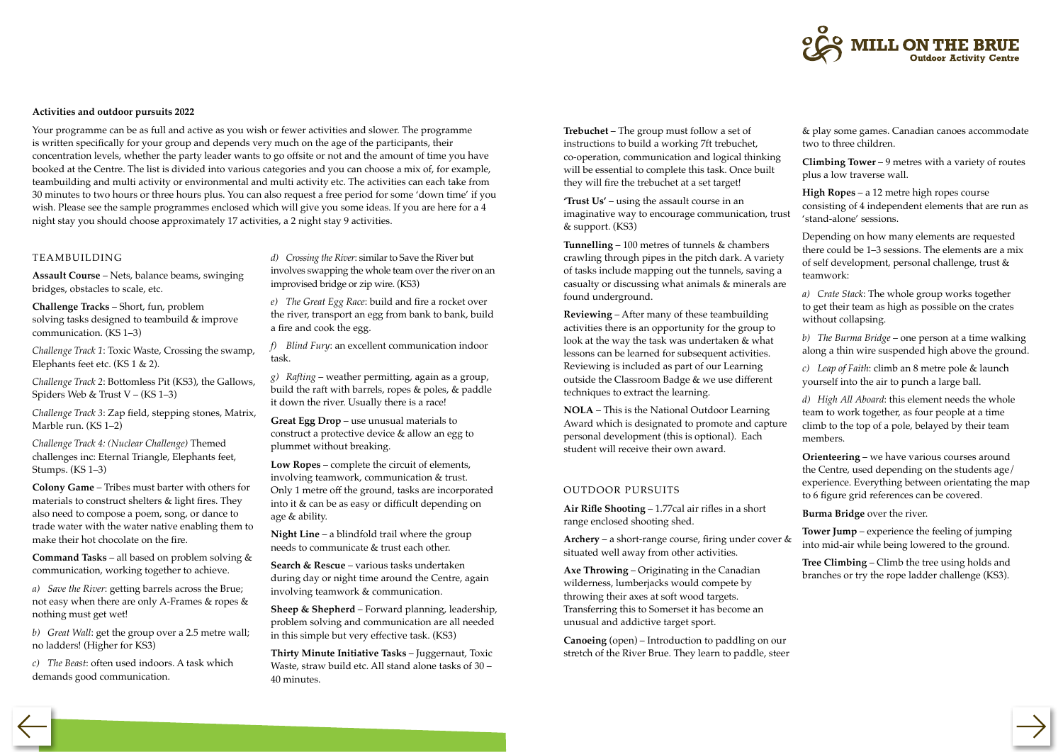**Activities and outdoor pursuits 2022**

Your programme can be as full and active as you wish or fewer activities and slower. The programme is written specifically for your group and depends very much on the age of the participants, their concentration levels, whether the party leader wants to go offsite or not and the amount of time you have booked at the Centre. The list is divided into various categories and you can choose a mix of, for example, teambuilding and multi activity or environmental and multi activity etc. The activities can each take from 30 minutes to two hours or three hours plus. You can also request a free period for some 'down time' if you wish. Please see the sample programmes enclosed which will give you some ideas. If you are here for a 4 night stay you should choose approximately 17 activities, a 2 night stay 9 activities.

## TEAMBUILDING

**Assault Course** – Nets, balance beams, swinging bridges, obstacles to scale, etc.

**Challenge Tracks** – Short, fun, problem solving tasks designed to teambuild & improve communication. (KS 1–3)

*Challenge Track 1*: Toxic Waste, Crossing the swamp, Elephants feet etc. (KS 1 & 2).

*Challenge Track 2*: Bottomless Pit (KS3), the Gallows, Spiders Web & Trust V – (KS 1–3)

*Challenge Track 3*: Zap field, stepping stones, Matrix, Marble run. (KS 1–2)

*Challenge Track 4: (Nuclear Challenge)* Themed challenges inc: Eternal Triangle, Elephants feet, Stumps. (KS 1–3)

**Colony Game** – Tribes must barter with others for materials to construct shelters & light fires. They also need to compose a poem, song, or dance to trade water with the water native enabling them to make their hot chocolate on the fire.

**Command Tasks** – all based on problem solving & communication, working together to achieve.

a) *Save the River*: getting barrels across the Brue; not easy when there are only A-Frames & ropes & nothing must get wet!

b) *Great Wall*: get the group over a 2.5 metre wall; no ladders! (Higher for KS3)

c) *The Beast*: often used indoors. A task which demands good communication.

d) *Crossing the River*: similar to Save the River but involves swapping the whole team over the river on an improvised bridge or zip wire. (KS3)

e) *The Great Egg Race*: build and fire a rocket over the river, transport an egg from bank to bank, build a fire and cook the egg.

f) *Blind Fury*: an excellent communication indoor task.

g) *Rafting* – weather permitting, again as a group, build the raft with barrels, ropes & poles, & paddle it down the river. Usually there is a race!

**Great Egg Drop** – use unusual materials to construct a protective device & allow an egg to plummet without breaking.

**Low Ropes** – complete the circuit of elements, involving teamwork, communication & trust. Only 1 metre off the ground, tasks are incorporated into it & can be as easy or difficult depending on age & ability.

**Night Line** – a blindfold trail where the group needs to communicate & trust each other.

**Search & Rescue** – various tasks undertaken during day or night time around the Centre, again involving teamwork & communication.

**Sheep & Shepherd** – Forward planning, leadership, problem solving and communication are all needed in this simple but very effective task. (KS3)

**Thirty Minute Initiative Tasks** – Juggernaut, Toxic Waste, straw build etc. All stand alone tasks of 30 – 40 minutes.

**Trebuchet** – The group must follow a set of instructions to build a working 7ft trebuchet, co-operation, communication and logical thinking will be essential to complete this task. Once built they will fire the trebuchet at a set target!

**'Trust Us'** – using the assault course in an imaginative way to encourage communication, trust & support. (KS3)

**Tunnelling** – 100 metres of tunnels & chambers crawling through pipes in the pitch dark. A variety of tasks include mapping out the tunnels, saving a casualty or discussing what animals & minerals are found underground.

**Reviewing** – After many of these teambuilding activities there is an opportunity for the group to look at the way the task was undertaken & what lessons can be learned for subsequent activities. Reviewing is included as part of our Learning outside the Classroom Badge & we use different techniques to extract the learning.

**NOLA** – This is the National Outdoor Learning Award which is designated to promote and capture personal development (this is optional). Each student will receive their own award.

## OUTDOOR PURSUITS

**Air Rifle Shooting** – 1.77cal air rifles in a short range enclosed shooting shed.

**Archery** – a short-range course, firing under cover & situated well away from other activities.

**Axe Throwing** – Originating in the Canadian wilderness, lumberjacks would compete by throwing their axes at soft wood targets. Transferring this to Somerset it has become an unusual and addictive target sport.

**Canoeing** (open) – Introduction to paddling on our stretch of the River Brue. They learn to paddle, steer & play some games. Canadian canoes accommodate two to three children.

**Climbing Tower** – 9 metres with a variety of routes plus a low traverse wall.

**High Ropes** – a 12 metre high ropes course consisting of 4 independent elements that are run as 'stand-alone' sessions.

Depending on how many elements are requested there could be 1–3 sessions. The elements are a mix of self development, personal challenge, trust & teamwork:

a) *Crate Stack*: The whole group works together to get their team as high as possible on the crates without collapsing.

b) *The Burma Bridge* – one person at a time walking along a thin wire suspended high above the ground.

c) *Leap of Faith*: climb an 8 metre pole & launch yourself into the air to punch a large ball.

d) *High All Aboard*: this element needs the whole team to work together, as four people at a time climb to the top of a pole, belayed by their team members.

**Orienteering** – we have various courses around the Centre, used depending on the students age/experience. Everything between orientating the map to 6 figure grid references can be covered.

**Burma Bridge** over the river.

**Tower Jump** – experience the feeling of jumping into mid-air while being lowered to the ground.

**Tree Climbing** – Climb the tree using holds and branches or try the rope ladder challenge (KS3).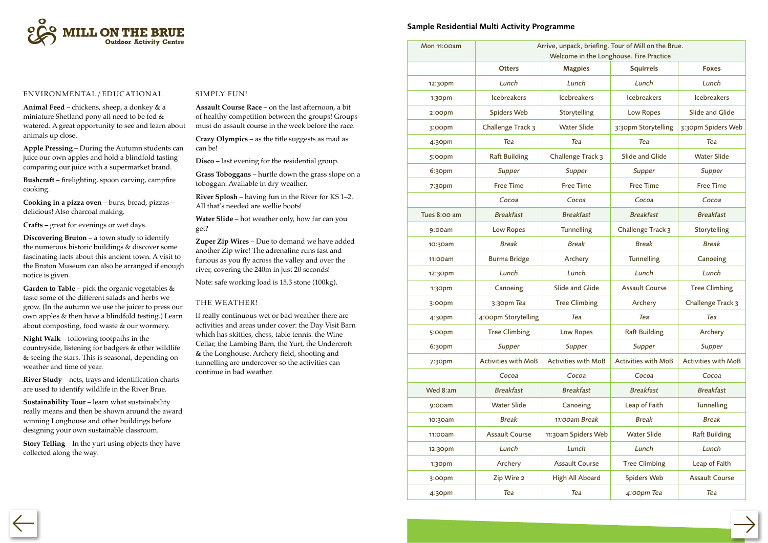# MILL ON THE BRUE
Outdoor Activity Centre

## ENVIRONMENTAL / EDUCATIONAL

**Animal Feed** – chickens, sheep, a donkey & a miniature Shetland pony all need to be fed & watered. A great opportunity to see and learn about animals up close.

**Apple Pressing** – During the Autumn students can juice our own apples and hold a blindfold tasting comparing our juice with a supermarket brand.

**Bushcraft** – firelighting, spoon carving, campfire cooking.

**Cooking in a pizza oven** – buns, bread, pizzas – delicious! Also charcoal making.

**Crafts –** great for evenings or wet days.

**Discovering Bruton** – a town study to identify the numerous historic buildings & discover some fascinating facts about this ancient town. A visit to the Bruton Museum can also be arranged if enough notice is given.

**Garden to Table** – pick the organic vegetables & taste some of the different salads and herbs we grow. (In the autumn we use the juicer to press our own apples & then have a blindfold testing.) Learn about composting, food waste & our wormery.

**Night Walk** – following footpaths in the countryside, listening for badgers & other wildlife & seeing the stars. This is seasonal, depending on weather and time of year.

**River Study** – nets, trays and identification charts are used to identify wildlife in the River Brue.

**Sustainability Tour** – learn what sustainability really means and then be shown around the award winning Longhouse and other buildings before designing your own sustainable classroom.

**Story Telling** – In the yurt using objects they have collected along the way.

## SIMPLY FUN!

**Assault Course Race** – on the last afternoon, a bit of healthy competition between the groups! Groups must do assault course in the week before the race.

**Crazy Olympics** – as the title suggests as mad as can be!

**Disco** – last evening for the residential group.

**Grass Toboggans** – hurtle down the grass slope on a toboggan. Available in dry weather.

**River Splosh** – having fun in the River for KS 1–2. All that's needed are wellie boots!

**Water Slide** – hot weather only, how far can you get?

**Zuper Zip Wires** – Due to demand we have added another Zip wire! The adrenaline runs fast and furious as you fly across the valley and over the river, covering the 240m in just 20 seconds!

Note: safe working load is 15.3 stone (100kg).

## THE WEATHER!

If really continuous wet or bad weather there are activities and areas under cover: the Day Visit Barn which has skittles, chess, table tennis. the Wine Cellar, the Lambing Barn, the Yurt, the Undercroft & the Longhouse. Archery field, shooting and tunnelling are undercover so the activities can continue in bad weather.

## Sample Residential Multi Activity Programme

| | | | | |
|---|---|---|---|---|
| Mon 11:00am | Arrive, unpack, briefing. Tour of Mill on the Brue. Welcome in the Longhouse. Fire Practice | | | |
| | **Otters** | **Magpies** | **Squirrels** | **Foxes** |
| 12:30pm | *Lunch* | *Lunch* | *Lunch* | *Lunch* |
| 1:30pm | Icebreakers | Icebreakers | Icebreakers | Icebreakers |
| 2:00pm | Spiders Web | Storytelling | Low Ropes | Slide and Glide |
| 3:00pm | Challenge Track 3 | Water Slide | 3:30pm Storytelling | 3:30pm Spiders Web |
| 4:30pm | *Tea* | *Tea* | *Tea* | *Tea* |
| 5:00pm | Raft Building | Challenge Track 3 | Slide and Glide | Water Slide |
| 6:30pm | *Supper* | *Supper* | *Supper* | *Supper* |
| 7:30pm | Free Time | Free Time | Free Time | Free Time |
| | *Cocoa* | *Cocoa* | *Cocoa* | *Cocoa* |
| Tues 8:00 am | *Breakfast* | *Breakfast* | *Breakfast* | *Breakfast* |
| 9:00am | Low Ropes | Tunnelling | Challenge Track 3 | Storytelling |
| 10:30am | *Break* | *Break* | *Break* | *Break* |
| 11:00am | Burma Bridge | Archery | Tunnelling | Canoeing |
| 12:30pm | *Lunch* | *Lunch* | *Lunch* | *Lunch* |
| 1:30pm | Canoeing | Slide and Glide | Assault Course | Tree Climbing |
| 3:00pm | 3:30pm *Tea* | Tree Climbing | Archery | Challenge Track 3 |
| 4:30pm | 4:00pm Storytelling | *Tea* | *Tea* | *Tea* |
| 5:00pm | Tree Climbing | Low Ropes | Raft Building | Archery |
| 6:30pm | *Supper* | *Supper* | *Supper* | *Supper* |
| 7:30pm | Activities with MoB | Activities with MoB | Activities with MoB | Activities with MoB |
| | *Cocoa* | *Cocoa* | *Cocoa* | *Cocoa* |
| Wed 8:am | *Breakfast* | *Breakfast* | *Breakfast* | *Breakfast* |
| 9:00am | Water Slide | Canoeing | Leap of Faith | Tunnelling |
| 10:30am | *Break* | *11:00am Break* | *Break* | *Break* |
| 11:00am | Assault Course | 11:30am Spiders Web | Water Slide | Raft Building |
| 12:30pm | *Lunch* | *Lunch* | *Lunch* | *Lunch* |
| 1:30pm | Archery | Assault Course | Tree Climbing | Leap of Faith |
| 3:00pm | Zip Wire 2 | High All Aboard | Spiders Web | Assault Course |
| 4:30pm | *Tea* | *Tea* | *4:00pm Tea* | *Tea* |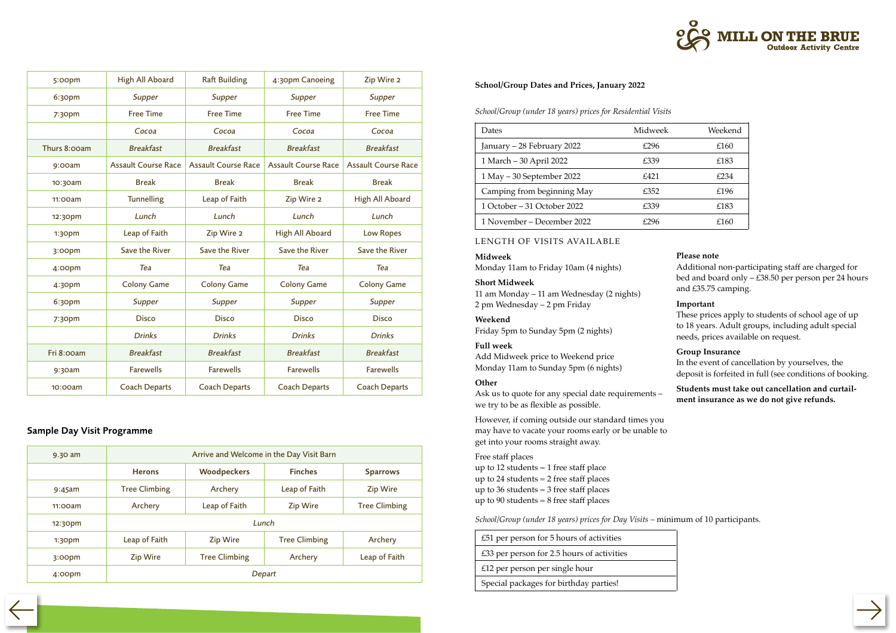| | | | | |
|---|---|---|---|---|
| 5:00pm | High All Aboard | Raft Building | 4:30pm Canoeing | Zip Wire 2 |
| 6:30pm | *Supper* | *Supper* | *Supper* | *Supper* |
| 7:30pm | Free Time | Free Time | Free Time | Free Time |
| | *Cocoa* | *Cocoa* | *Cocoa* | *Cocoa* |
| Thurs 8:00am | *Breakfast* | *Breakfast* | *Breakfast* | *Breakfast* |
| 9:00am | Assault Course Race | Assault Course Race | Assault Course Race | Assault Course Race |
| 10:30am | Break | Break | Break | Break |
| 11:00am | Tunnelling | Leap of Faith | Zip Wire 2 | High All Aboard |
| 12:30pm | *Lunch* | *Lunch* | *Lunch* | *Lunch* |
| 1:30pm | Leap of Faith | Zip Wire 2 | High All Aboard | Low Ropes |
| 3:00pm | Save the River | Save the River | Save the River | Save the River |
| 4:00pm | *Tea* | *Tea* | *Tea* | *Tea* |
| 4:30pm | Colony Game | Colony Game | Colony Game | Colony Game |
| 6:30pm | *Supper* | *Supper* | *Supper* | *Supper* |
| 7:30pm | Disco | Disco | Disco | Disco |
| | *Drinks* | *Drinks* | *Drinks* | *Drinks* |
| Fri 8:00am | *Breakfast* | *Breakfast* | *Breakfast* | *Breakfast* |
| 9:30am | Farewells | Farewells | Farewells | Farewells |
| 10:00am | Coach Departs | Coach Departs | Coach Departs | Coach Departs |

## Sample Day Visit Programme

| 9.30 am | Arrive and Welcome in the Day Visit Barn | | | |
|---|---|---|---|---|
| | **Herons** | **Woodpeckers** | **Finches** | **Sparrows** |
| 9:45am | Tree Climbing | Archery | Leap of Faith | Zip Wire |
| 11:00am | Archery | Leap of Faith | Zip Wire | Tree Climbing |
| 12:30pm | *Lunch* | | | |
| 1:30pm | Leap of Faith | Zip Wire | Tree Climbing | Archery |
| 3:00pm | Zip Wire | Tree Climbing | Archery | Leap of Faith |
| 4:00pm | *Depart* | | | |

# MILL ON THE BRUE
Outdoor Activity Centre

**School/Group Dates and Prices, January 2022**

*School/Group (under 18 years) prices for Residential Visits*

| Dates | Midweek | Weekend |
|---|---|---|
| January – 28 February 2022 | £296 | £160 |
| 1 March – 30 April 2022 | £339 | £183 |
| 1 May – 30 September 2022 | £421 | £234 |
| Camping from beginning May | £352 | £196 |
| 1 October – 31 October 2022 | £339 | £183 |
| 1 November – December 2022 | £296 | £160 |

LENGTH OF VISITS AVAILABLE

**Midweek**
Monday 11am to Friday 10am (4 nights)

**Short Midweek**
11 am Monday – 11 am Wednesday (2 nights)
2 pm Wednesday – 2 pm Friday

**Weekend**
Friday 5pm to Sunday 5pm (2 nights)

**Full week**
Add Midweek price to Weekend price
Monday 11am to Sunday 5pm (6 nights)

**Other**
Ask us to quote for any special date requirements – we try to be as flexible as possible.

However, if coming outside our standard times you may have to vacate your rooms early or be unable to get into your rooms straight away.

Free staff places
up to 12 students = 1 free staff place
up to 24 students = 2 free staff places
up to 36 students = 3 free staff places
up to 90 students = 8 free staff places

**Please note**
Additional non-participating staff are charged for bed and board only – £38.50 per person per 24 hours and £35.75 camping.

**Important**
These prices apply to students of school age of up to 18 years. Adult groups, including adult special needs, prices available on request.

**Group Insurance**
In the event of cancellation by yourselves, the deposit is forfeited in full (see conditions of booking.

**Students must take out cancellation and curtailment insurance as we do not give refunds.**

*School/Group (under 18 years) prices for Day Visits* – minimum of 10 participants.

| |
|---|
| £51 per person for 5 hours of activities |
| £33 per person for 2.5 hours of activities |
| £12 per person per single hour |
| Special packages for birthday parties! |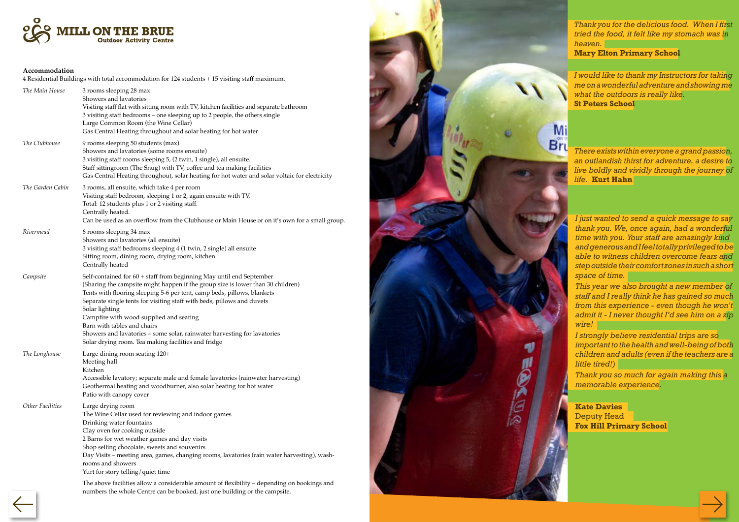# MILL ON THE BRUE
## Outdoor Activity Centre

### Accommodation

4 Residential Buildings with total accommodation for 124 students + 15 visiting staff maximum.

| | |
|---|---|
| *The Main House* | 3 rooms sleeping 28 max<br>Showers and lavatories<br>Visiting staff flat with sitting room with TV, kitchen facilities and separate bathroom<br>3 visiting staff bedrooms – one sleeping up to 2 people, the others single<br>Large Common Room (the Wine Cellar)<br>Gas Central Heating throughout and solar heating for hot water |
| *The Clubhouse* | 9 rooms sleeping 50 students (max)<br>Showers and lavatories (some rooms ensuite)<br>3 visiting staff rooms sleeping 5, (2 twin, 1 single), all ensuite.<br>Staff sittingroom (The Snug) with TV, coffee and tea making facilities<br>Gas Central Heating throughout, solar heating for hot water and solar voltaic for electricity |
| *The Garden Cabin* | 3 rooms, all ensuite, which take 4 per room<br>Visiting staff bedroom, sleeping 1 or 2, again ensuite with TV.<br>Total: 12 students plus 1 or 2 visiting staff.<br>Centrally heated.<br>Can be used as an overflow from the Clubhouse or Main House or on it's own for a small group. |
| *Rivermead* | 6 rooms sleeping 34 max<br>Showers and lavatories (all ensuite)<br>3 visiting staff bedrooms sleeping 4 (1 twin, 2 single) all ensuite<br>Sitting room, dining room, drying room, kitchen<br>Centrally heated |
| *Campsite* | Self-contained for 60 + staff from beginning May until end September<br>(Sharing the campsite might happen if the group size is lower than 30 children)<br>Tents with flooring sleeping 5-6 per tent, camp beds, pillows, blankets<br>Separate single tents for visiting staff with beds, pillows and duvets<br>Solar lighting<br>Campfire with wood supplied and seating<br>Barn with tables and chairs<br>Showers and lavatories – some solar, rainwater harvesting for lavatories<br>Solar drying room. Tea making facilities and fridge |
| *The Longhouse* | Large dining room seating 120+<br>Meeting hall<br>Kitchen<br>Accessible lavatory; separate male and female lavatories (rainwater harvesting)<br>Geothermal heating and woodburner, also solar heating for hot water<br>Patio with canopy cover |
| *Other Facilities* | Large drying room<br>The Wine Cellar used for reviewing and indoor games<br>Drinking water fountains<br>Clay oven for cooking outside<br>2 Barns for wet weather games and day visits<br>Shop selling chocolate, sweets and souvenirs<br>Day Visits – meeting area, games, changing rooms, lavatories (rain water harvesting), wash-rooms and showers<br>Yurt for story telling/quiet time |

The above facilities allow a considerable amount of flexibility – depending on bookings and numbers the whole Centre can be booked, just one building or the campsite.

*Thank you for the delicious food. When I first tried the food, it felt like my stomach was in heaven.*
**Mary Elton Primary School**

*I would like to thank my Instructors for taking me on a wonderful adventure and showing me what the outdoors is really like.*
**St Peters School**

*There exists within everyone a grand passion, an outlandish thirst for adventure, a desire to live boldly and vividly through the journey of life.* **Kurt Hahn**

*I just wanted to send a quick message to say thank you. We, once again, had a wonderful time with you. Your staff are amazingly kind and generous and I feel totally privileged to be able to witness children overcome fears and step outside their comfort zones in such a short space of time.*

*This year we also brought a new member of staff and I really think he has gained so much from this experience - even though he won't admit it - I never thought I'd see him on a zip wire!*

*I strongly believe residential trips are so important to the health and well-being of both children and adults (even if the teachers are a little tired!)*

*Thank you so much for again making this a memorable experience.*

**Kate Davies**
Deputy Head
**Fox Hill Primary School**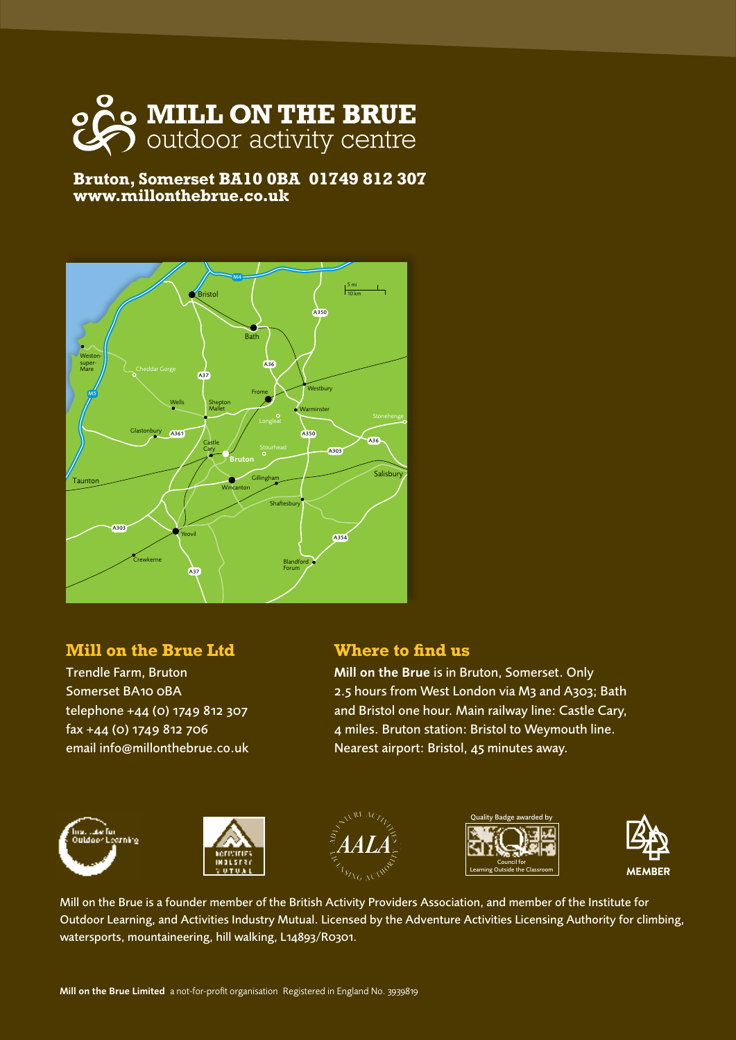# MILL ON THE BRUE
outdoor activity centre

**Bruton, Somerset BA10 0BA 01749 812 307**
**www.millonthebrue.co.uk**

Bristol
M4
Bath
A350
Weston-super-Mare
Cheddar Gorge
A37
A36
M5
Wells
Shepton Mallet
Frome
Westbury
Warminster
Longleat
Stonehenge
Glastonbury
A361
A350
Castle Cary
Stourhead
A36
Bruton
A303
Taunton
Gillingham
Salisbury
Wincanton
Shaftesbury
A303
Yeovil
A354
Crewkerne
Blandford Forum
A37
5 mi
10 km

## Mill on the Brue Ltd

Trendle Farm, Bruton
Somerset BA10 0BA
telephone +44 (0) 1749 812 307
fax +44 (0) 1749 812 706
email info@millonthebrue.co.uk

## Where to find us

**Mill on the Brue** is in Bruton, Somerset. Only 2.5 hours from West London via M3 and A303; Bath and Bristol one hour. Main railway line: Castle Cary, 4 miles. Bruton station: Bristol to Weymouth line. Nearest airport: Bristol, 45 minutes away.

Institute for Outdoor Learning

Activities Industry Mutual

Adventure Activities Licensing Authority AALA

Quality Badge awarded by Council for Learning Outside the Classroom

MEMBER

Mill on the Brue is a founder member of the British Activity Providers Association, and member of the Institute for Outdoor Learning, and Activities Industry Mutual. Licensed by the Adventure Activities Licensing Authority for climbing, watersports, mountaineering, hill walking, L14893/R0301.

**Mill on the Brue Limited** a not-for-profit organisation Registered in England No. 3939819